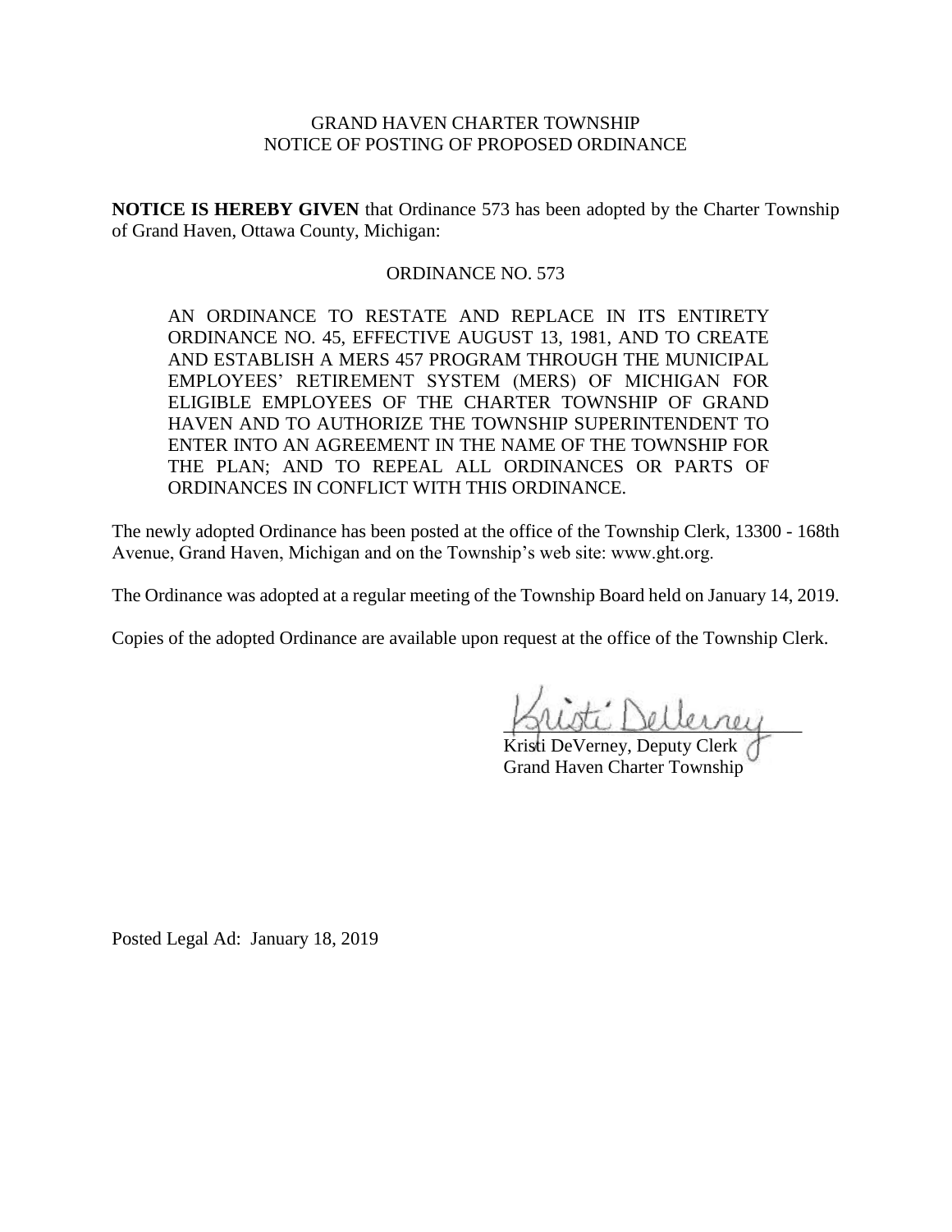GRAND HAVEN CHARTER TOWNSHIP
NOTICE OF POSTING OF PROPOSED ORDINANCE

**NOTICE IS HEREBY GIVEN** that Ordinance 573 has been adopted by the Charter Township of Grand Haven, Ottawa County, Michigan:

ORDINANCE NO. 573

> AN ORDINANCE TO RESTATE AND REPLACE IN ITS ENTIRETY ORDINANCE NO. 45, EFFECTIVE AUGUST 13, 1981, AND TO CREATE AND ESTABLISH A MERS 457 PROGRAM THROUGH THE MUNICIPAL EMPLOYEES' RETIREMENT SYSTEM (MERS) OF MICHIGAN FOR ELIGIBLE EMPLOYEES OF THE CHARTER TOWNSHIP OF GRAND HAVEN AND TO AUTHORIZE THE TOWNSHIP SUPERINTENDENT TO ENTER INTO AN AGREEMENT IN THE NAME OF THE TOWNSHIP FOR THE PLAN; AND TO REPEAL ALL ORDINANCES OR PARTS OF ORDINANCES IN CONFLICT WITH THIS ORDINANCE.

The newly adopted Ordinance has been posted at the office of the Township Clerk, 13300 - 168th Avenue, Grand Haven, Michigan and on the Township's web site: www.ght.org.

The Ordinance was adopted at a regular meeting of the Township Board held on January 14, 2019.

Copies of the adopted Ordinance are available upon request at the office of the Township Clerk.

Kristi DeVerney
Kristi DeVerney, Deputy Clerk
Grand Haven Charter Township

Posted Legal Ad: January 18, 2019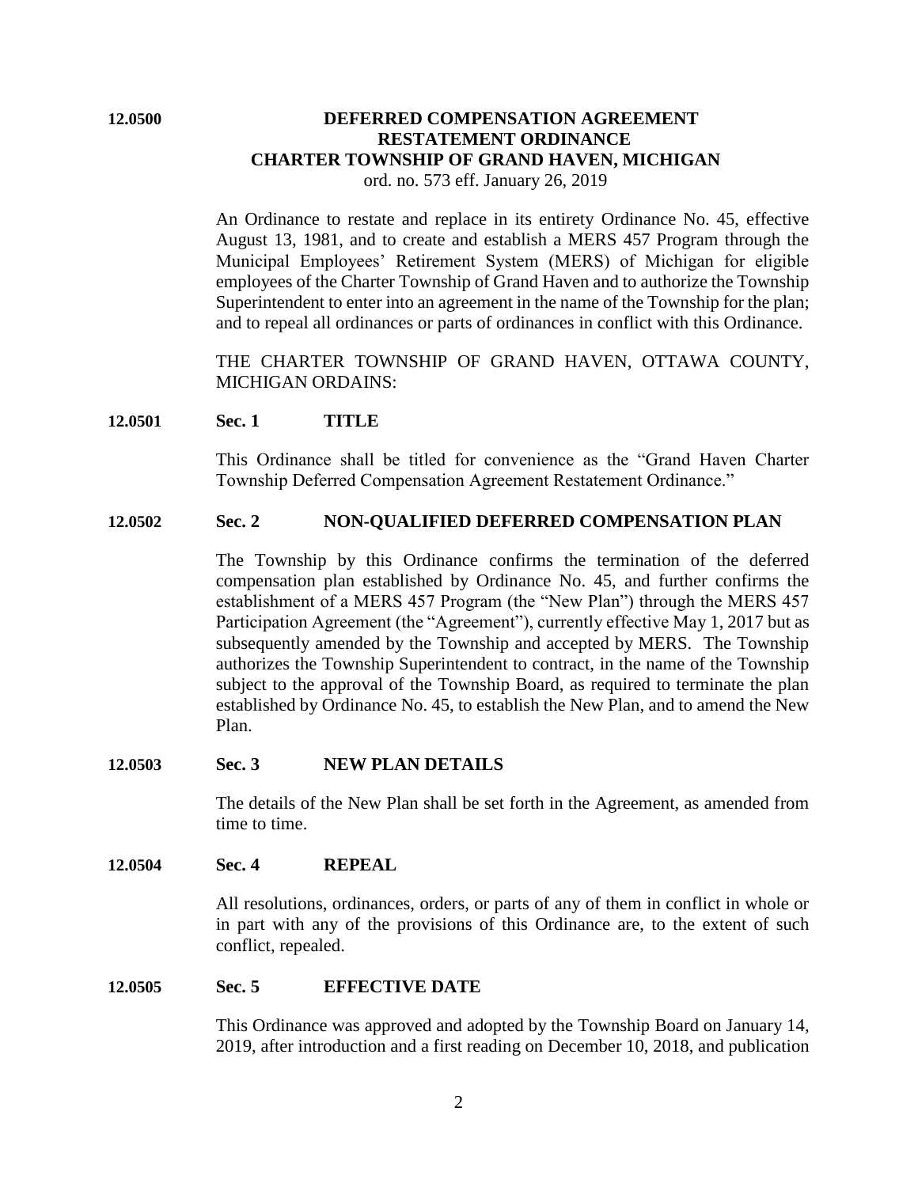**12.0500** **DEFERRED COMPENSATION AGREEMENT RESTATEMENT ORDINANCE CHARTER TOWNSHIP OF GRAND HAVEN, MICHIGAN**

ord. no. 573 eff. January 26, 2019

An Ordinance to restate and replace in its entirety Ordinance No. 45, effective August 13, 1981, and to create and establish a MERS 457 Program through the Municipal Employees' Retirement System (MERS) of Michigan for eligible employees of the Charter Township of Grand Haven and to authorize the Township Superintendent to enter into an agreement in the name of the Township for the plan; and to repeal all ordinances or parts of ordinances in conflict with this Ordinance.

THE CHARTER TOWNSHIP OF GRAND HAVEN, OTTAWA COUNTY, MICHIGAN ORDAINS:

**12.0501** **Sec. 1** **TITLE**

This Ordinance shall be titled for convenience as the "Grand Haven Charter Township Deferred Compensation Agreement Restatement Ordinance."

**12.0502** **Sec. 2** **NON-QUALIFIED DEFERRED COMPENSATION PLAN**

The Township by this Ordinance confirms the termination of the deferred compensation plan established by Ordinance No. 45, and further confirms the establishment of a MERS 457 Program (the "New Plan") through the MERS 457 Participation Agreement (the "Agreement"), currently effective May 1, 2017 but as subsequently amended by the Township and accepted by MERS. The Township authorizes the Township Superintendent to contract, in the name of the Township subject to the approval of the Township Board, as required to terminate the plan established by Ordinance No. 45, to establish the New Plan, and to amend the New Plan.

**12.0503** **Sec. 3** **NEW PLAN DETAILS**

The details of the New Plan shall be set forth in the Agreement, as amended from time to time.

**12.0504** **Sec. 4** **REPEAL**

All resolutions, ordinances, orders, or parts of any of them in conflict in whole or in part with any of the provisions of this Ordinance are, to the extent of such conflict, repealed.

**12.0505** **Sec. 5** **EFFECTIVE DATE**

This Ordinance was approved and adopted by the Township Board on January 14, 2019, after introduction and a first reading on December 10, 2018, and publication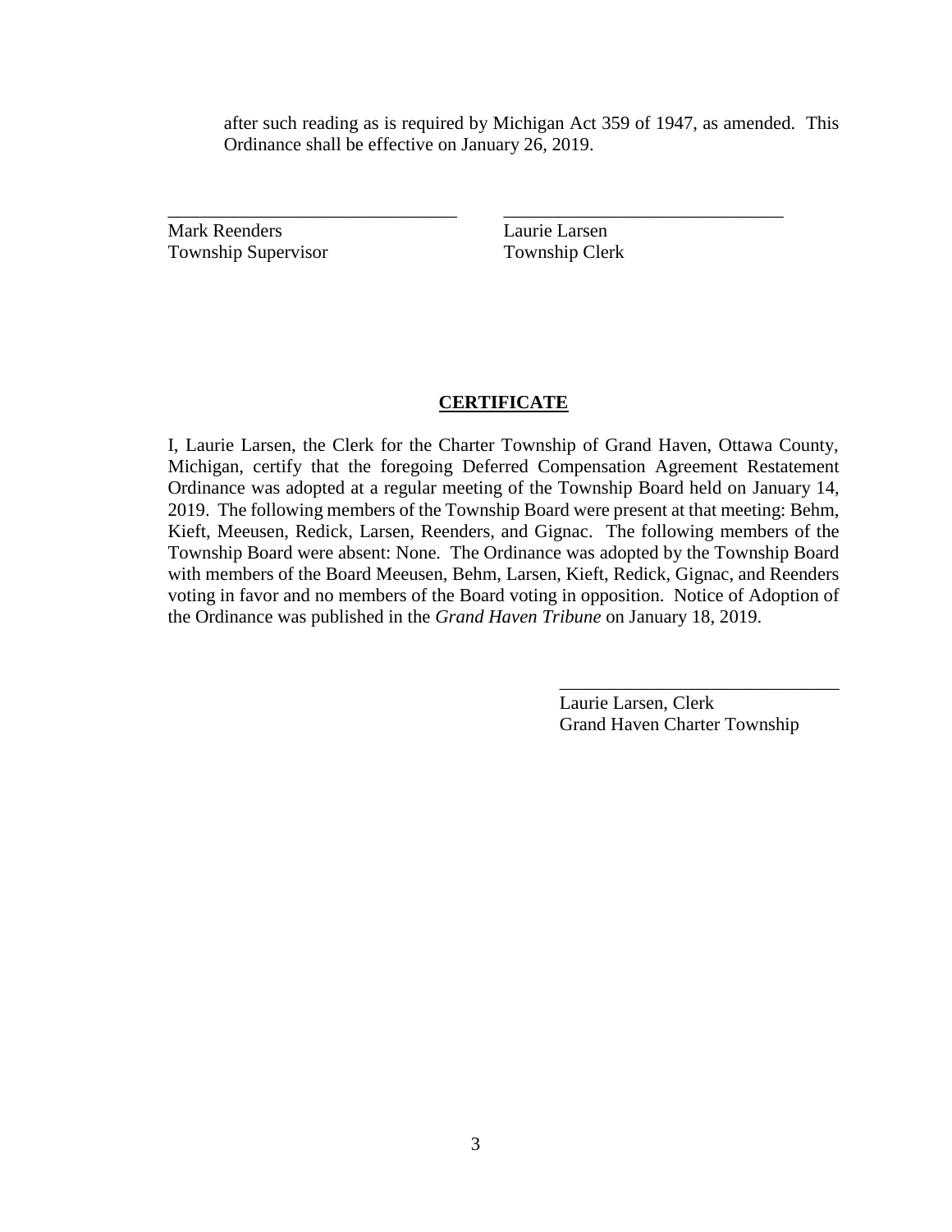after such reading as is required by Michigan Act 359 of 1947, as amended. This Ordinance shall be effective on January 26, 2019.

| | |
|---|---|
| _______________________________ | _______________________________ |
| Mark Reenders | Laurie Larsen |
| Township Supervisor | Township Clerk |

**CERTIFICATE**

I, Laurie Larsen, the Clerk for the Charter Township of Grand Haven, Ottawa County, Michigan, certify that the foregoing Deferred Compensation Agreement Restatement Ordinance was adopted at a regular meeting of the Township Board held on January 14, 2019. The following members of the Township Board were present at that meeting: Behm, Kieft, Meeusen, Redick, Larsen, Reenders, and Gignac. The following members of the Township Board were absent: None. The Ordinance was adopted by the Township Board with members of the Board Meeusen, Behm, Larsen, Kieft, Redick, Gignac, and Reenders voting in favor and no members of the Board voting in opposition. Notice of Adoption of the Ordinance was published in the *Grand Haven Tribune* on January 18, 2019.

_______________________________

Laurie Larsen, Clerk
Grand Haven Charter Township